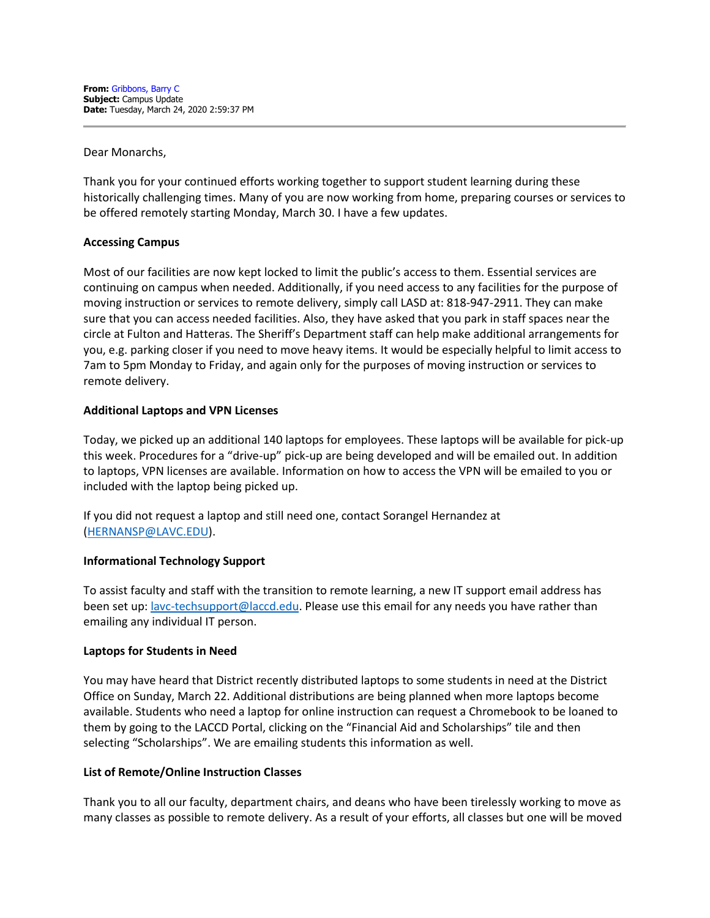**From:** Gribbons, Barry C
**Subject:** Campus Update
**Date:** Tuesday, March 24, 2020 2:59:37 PM

---

Dear Monarchs,

Thank you for your continued efforts working together to support student learning during these historically challenging times. Many of you are now working from home, preparing courses or services to be offered remotely starting Monday, March 30. I have a few updates.

**Accessing Campus**

Most of our facilities are now kept locked to limit the public's access to them. Essential services are continuing on campus when needed. Additionally, if you need access to any facilities for the purpose of moving instruction or services to remote delivery, simply call LASD at: 818-947-2911. They can make sure that you can access needed facilities. Also, they have asked that you park in staff spaces near the circle at Fulton and Hatteras. The Sheriff's Department staff can help make additional arrangements for you, e.g. parking closer if you need to move heavy items. It would be especially helpful to limit access to 7am to 5pm Monday to Friday, and again only for the purposes of moving instruction or services to remote delivery.

**Additional Laptops and VPN Licenses**

Today, we picked up an additional 140 laptops for employees. These laptops will be available for pick-up this week. Procedures for a "drive-up" pick-up are being developed and will be emailed out. In addition to laptops, VPN licenses are available. Information on how to access the VPN will be emailed to you or included with the laptop being picked up.

If you did not request a laptop and still need one, contact Sorangel Hernandez at (HERNANSP@LAVC.EDU).

**Informational Technology Support**

To assist faculty and staff with the transition to remote learning, a new IT support email address has been set up: lavc-techsupport@laccd.edu. Please use this email for any needs you have rather than emailing any individual IT person.

**Laptops for Students in Need**

You may have heard that District recently distributed laptops to some students in need at the District Office on Sunday, March 22. Additional distributions are being planned when more laptops become available. Students who need a laptop for online instruction can request a Chromebook to be loaned to them by going to the LACCD Portal, clicking on the "Financial Aid and Scholarships" tile and then selecting "Scholarships". We are emailing students this information as well.

**List of Remote/Online Instruction Classes**

Thank you to all our faculty, department chairs, and deans who have been tirelessly working to move as many classes as possible to remote delivery. As a result of your efforts, all classes but one will be moved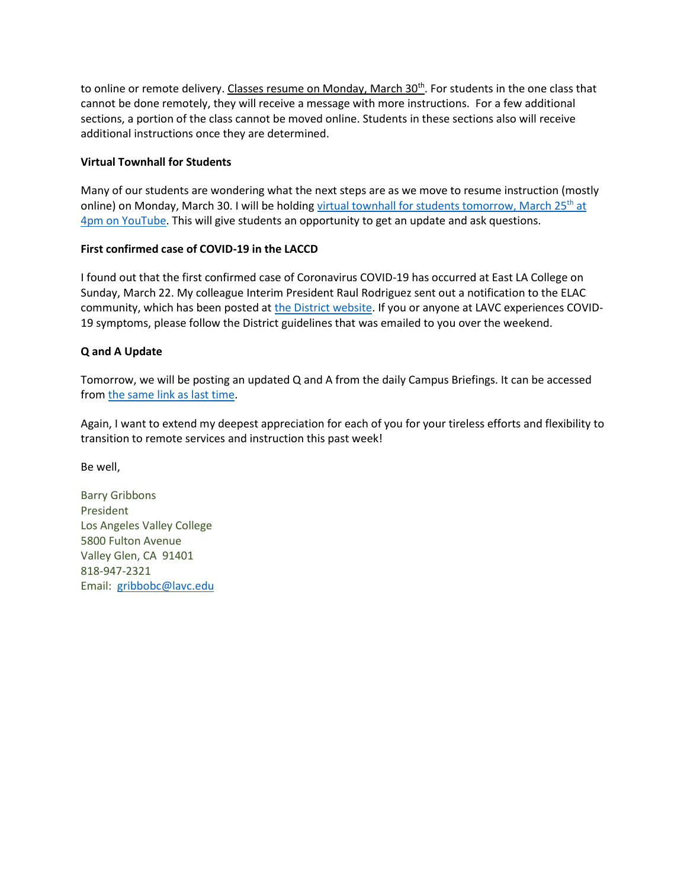to online or remote delivery. Classes resume on Monday, March 30th. For students in the one class that cannot be done remotely, they will receive a message with more instructions. For a few additional sections, a portion of the class cannot be moved online. Students in these sections also will receive additional instructions once they are determined.

**Virtual Townhall for Students**

Many of our students are wondering what the next steps are as we move to resume instruction (mostly online) on Monday, March 30. I will be holding virtual townhall for students tomorrow, March 25th at 4pm on YouTube. This will give students an opportunity to get an update and ask questions.

**First confirmed case of COVID-19 in the LACCD**

I found out that the first confirmed case of Coronavirus COVID-19 has occurred at East LA College on Sunday, March 22. My colleague Interim President Raul Rodriguez sent out a notification to the ELAC community, which has been posted at the District website. If you or anyone at LAVC experiences COVID-19 symptoms, please follow the District guidelines that was emailed to you over the weekend.

**Q and A Update**

Tomorrow, we will be posting an updated Q and A from the daily Campus Briefings. It can be accessed from the same link as last time.

Again, I want to extend my deepest appreciation for each of you for your tireless efforts and flexibility to transition to remote services and instruction this past week!

Be well,

Barry Gribbons
President
Los Angeles Valley College
5800 Fulton Avenue
Valley Glen, CA 91401
818-947-2321
Email: gribbobc@lavc.edu